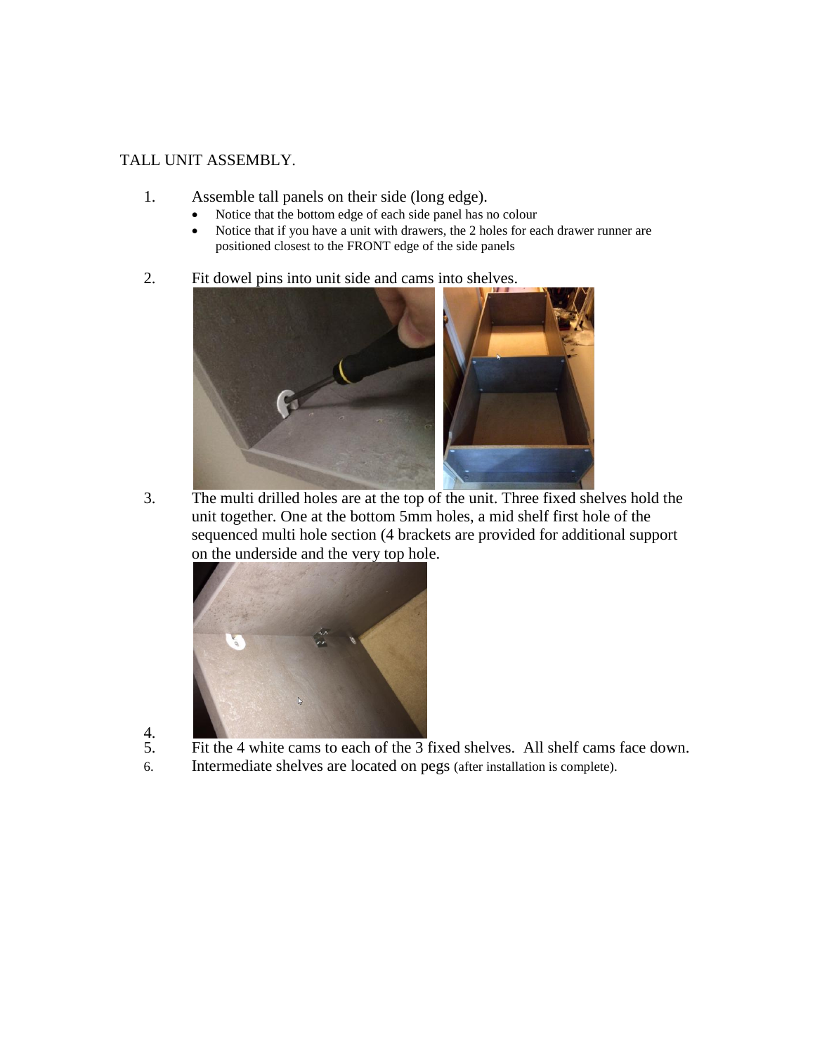TALL UNIT ASSEMBLY.

1. Assemble tall panels on their side (long edge).
   - Notice that the bottom edge of each side panel has no colour
   - Notice that if you have a unit with drawers, the 2 holes for each drawer runner are positioned closest to the FRONT edge of the side panels

2. Fit dowel pins into unit side and cams into shelves.

3. The multi drilled holes are at the top of the unit. Three fixed shelves hold the unit together. One at the bottom 5mm holes, a mid shelf first hole of the sequenced multi hole section (4 brackets are provided for additional support on the underside and the very top hole.

4. 
5. Fit the 4 white cams to each of the 3 fixed shelves. All shelf cams face down.
6. Intermediate shelves are located on pegs (after installation is complete).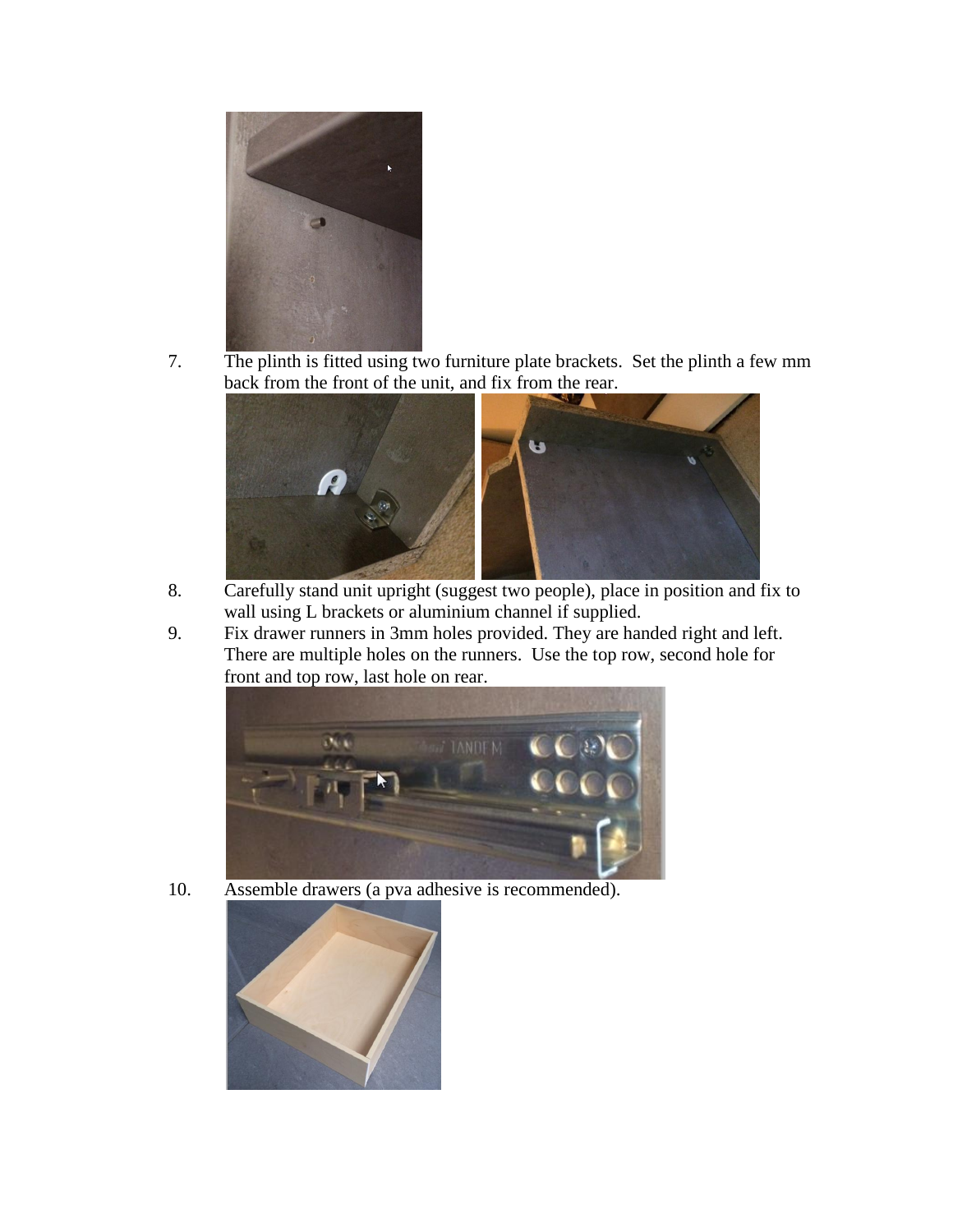7. The plinth is fitted using two furniture plate brackets. Set the plinth a few mm back from the front of the unit, and fix from the rear.

8. Carefully stand unit upright (suggest two people), place in position and fix to wall using L brackets or aluminium channel if supplied.

9. Fix drawer runners in 3mm holes provided. They are handed right and left. There are multiple holes on the runners. Use the top row, second hole for front and top row, last hole on rear.

10. Assemble drawers (a pva adhesive is recommended).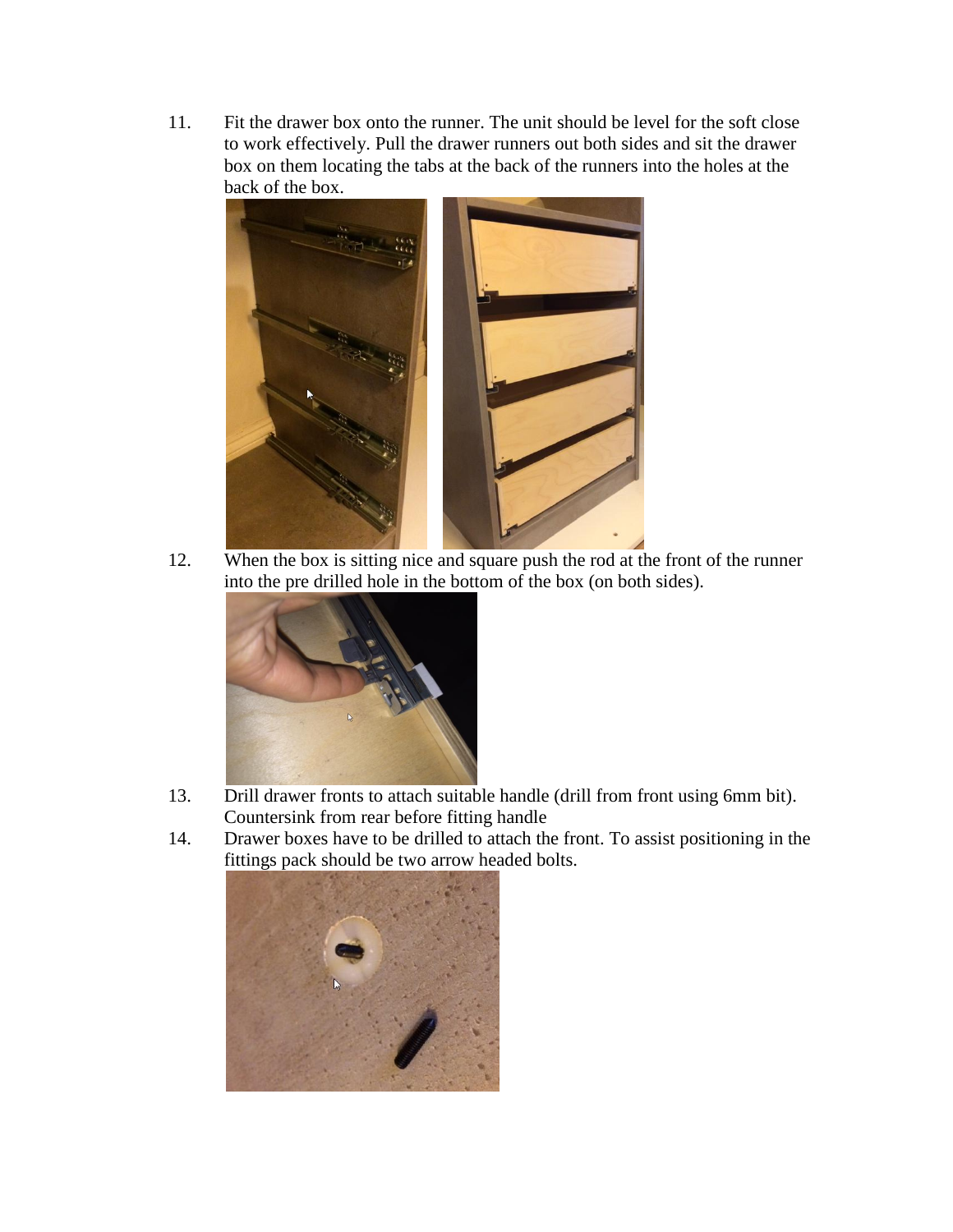11. Fit the drawer box onto the runner. The unit should be level for the soft close to work effectively. Pull the drawer runners out both sides and sit the drawer box on them locating the tabs at the back of the runners into the holes at the back of the box.

12. When the box is sitting nice and square push the rod at the front of the runner into the pre drilled hole in the bottom of the box (on both sides).

13. Drill drawer fronts to attach suitable handle (drill from front using 6mm bit). Countersink from rear before fitting handle

14. Drawer boxes have to be drilled to attach the front. To assist positioning in the fittings pack should be two arrow headed bolts.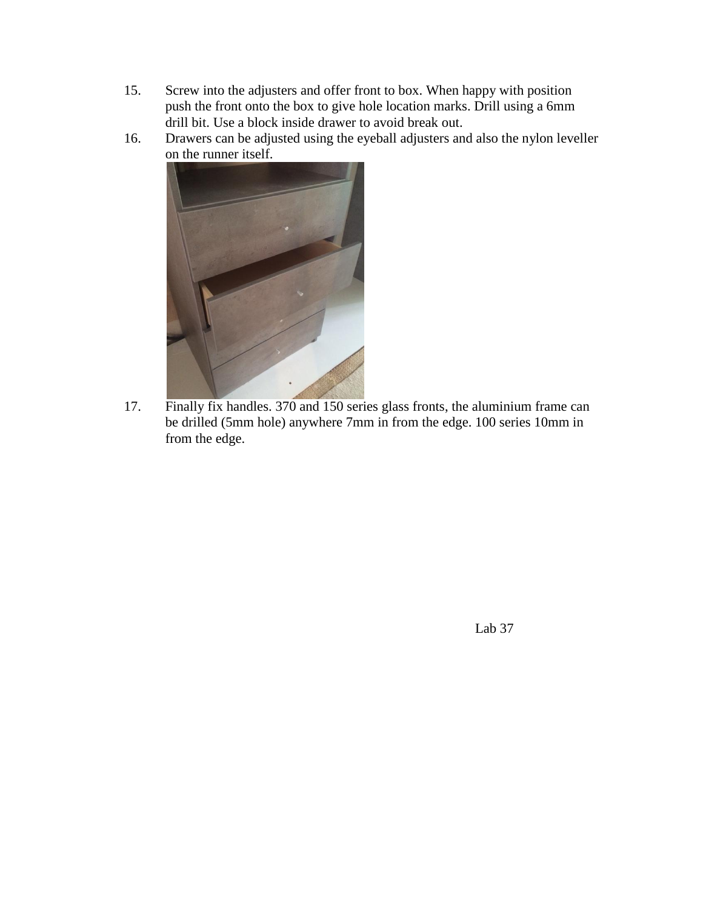15. Screw into the adjusters and offer front to box. When happy with position push the front onto the box to give hole location marks. Drill using a 6mm drill bit. Use a block inside drawer to avoid break out.
16. Drawers can be adjusted using the eyeball adjusters and also the nylon leveller on the runner itself.
17. Finally fix handles. 370 and 150 series glass fronts, the aluminium frame can be drilled (5mm hole) anywhere 7mm in from the edge. 100 series 10mm in from the edge.

Lab 37